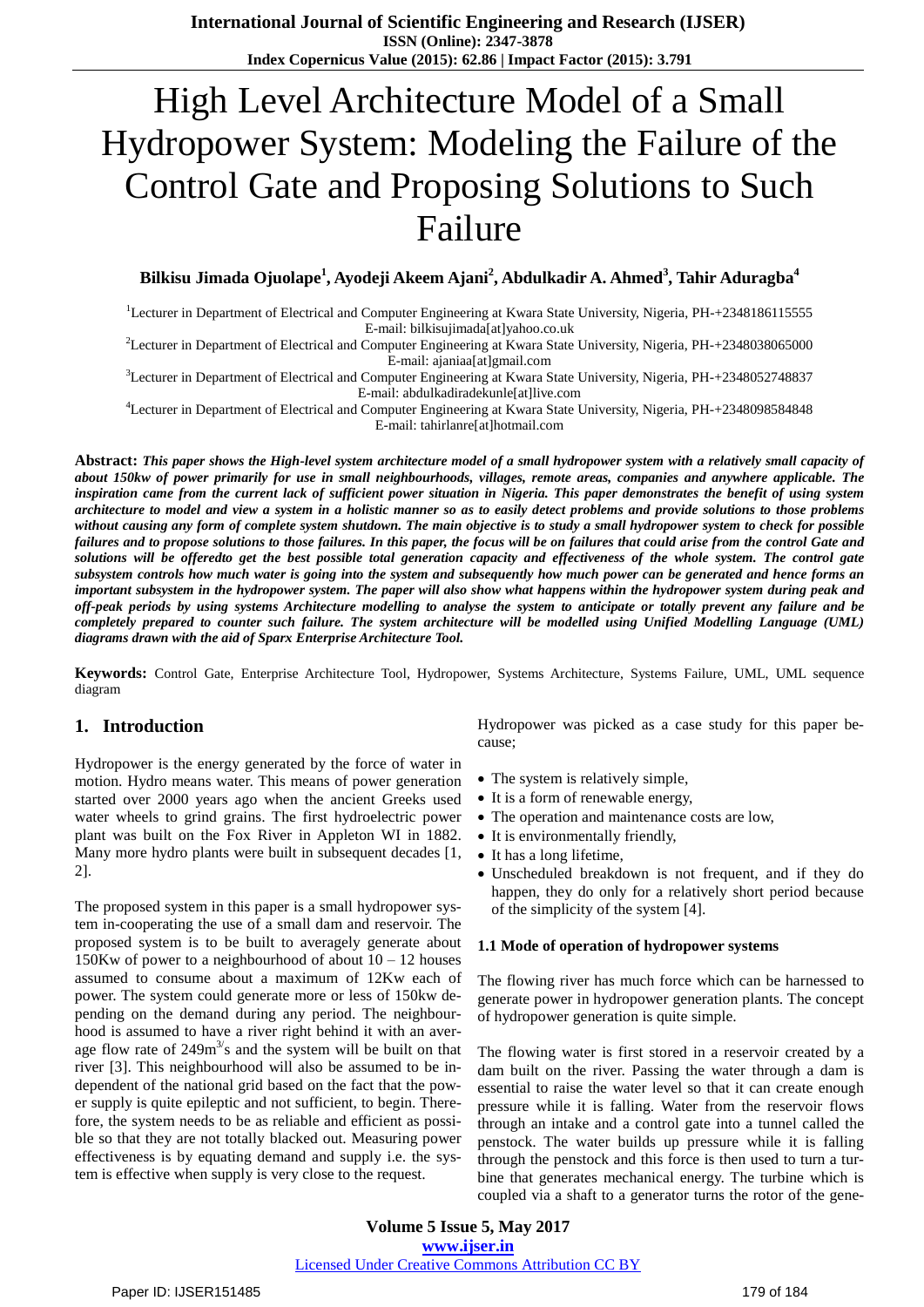# High Level Architecture Model of a Small Hydropower System: Modeling the Failure of the Control Gate and Proposing Solutions to Such Failure

**Bilkisu Jimada Ojuolape[1], Ayodeji Akeem Ajani[2], Abdulkadir A. Ahmed[3], Tahir Aduragba[4]**

[1]Lecturer in Department of Electrical and Computer Engineering at Kwara State University, Nigeria, PH-+2348186115555
E-mail: bilkisujimada[at]yahoo.co.uk

[2]Lecturer in Department of Electrical and Computer Engineering at Kwara State University, Nigeria, PH-+2348038065000
E-mail: ajaniaa[at]gmail.com

[3]Lecturer in Department of Electrical and Computer Engineering at Kwara State University, Nigeria, PH-+2348052748837
E-mail: abdulkadiradekunle[at]live.com

[4]Lecturer in Department of Electrical and Computer Engineering at Kwara State University, Nigeria, PH-+2348098584848
E-mail: tahirlanre[at]hotmail.com

**Abstract:** ***This paper shows the High-level system architecture model of a small hydropower system with a relatively small capacity of about 150kw of power primarily for use in small neighbourhoods, villages, remote areas, companies and anywhere applicable. The inspiration came from the current lack of sufficient power situation in Nigeria. This paper demonstrates the benefit of using system architecture to model and view a system in a holistic manner so as to easily detect problems and provide solutions to those problems without causing any form of complete system shutdown. The main objective is to study a small hydropower system to check for possible failures and to propose solutions to those failures. In this paper, the focus will be on failures that could arise from the control Gate and solutions will be offeredto get the best possible total generation capacity and effectiveness of the whole system. The control gate subsystem controls how much water is going into the system and subsequently how much power can be generated and hence forms an important subsystem in the hydropower system. The paper will also show what happens within the hydropower system during peak and off-peak periods by using systems Architecture modelling to analyse the system to anticipate or totally prevent any failure and be completely prepared to counter such failure. The system architecture will be modelled using Unified Modelling Language (UML) diagrams drawn with the aid of Sparx Enterprise Architecture Tool.***

**Keywords:** Control Gate, Enterprise Architecture Tool, Hydropower, Systems Architecture, Systems Failure, UML, UML sequence diagram

## 1. Introduction

Hydropower is the energy generated by the force of water in motion. Hydro means water. This means of power generation started over 2000 years ago when the ancient Greeks used water wheels to grind grains. The first hydroelectric power plant was built on the Fox River in Appleton WI in 1882. Many more hydro plants were built in subsequent decades [1, 2].

The proposed system in this paper is a small hydropower system in-cooperating the use of a small dam and reservoir. The proposed system is to be built to averagely generate about 150Kw of power to a neighbourhood of about 10 – 12 houses assumed to consume about a maximum of 12Kw each of power. The system could generate more or less of 150kw depending on the demand during any period. The neighbourhood is assumed to have a river right behind it with an average flow rate of $249m^{3/}s$ and the system will be built on that river [3]. This neighbourhood will also be assumed to be independent of the national grid based on the fact that the power supply is quite epileptic and not sufficient, to begin. Therefore, the system needs to be as reliable and efficient as possible so that they are not totally blacked out. Measuring power effectiveness is by equating demand and supply i.e. the system is effective when supply is very close to the request.

Hydropower was picked as a case study for this paper because;

- The system is relatively simple,
- It is a form of renewable energy,
- The operation and maintenance costs are low,
- It is environmentally friendly,
- It has a long lifetime,
- Unscheduled breakdown is not frequent, and if they do happen, they do only for a relatively short period because of the simplicity of the system [4].

### 1.1 Mode of operation of hydropower systems

The flowing river has much force which can be harnessed to generate power in hydropower generation plants. The concept of hydropower generation is quite simple.

The flowing water is first stored in a reservoir created by a dam built on the river. Passing the water through a dam is essential to raise the water level so that it can create enough pressure while it is falling. Water from the reservoir flows through an intake and a control gate into a tunnel called the penstock. The water builds up pressure while it is falling through the penstock and this force is then used to turn a turbine that generates mechanical energy. The turbine which is coupled via a shaft to a generator turns the rotor of the gene-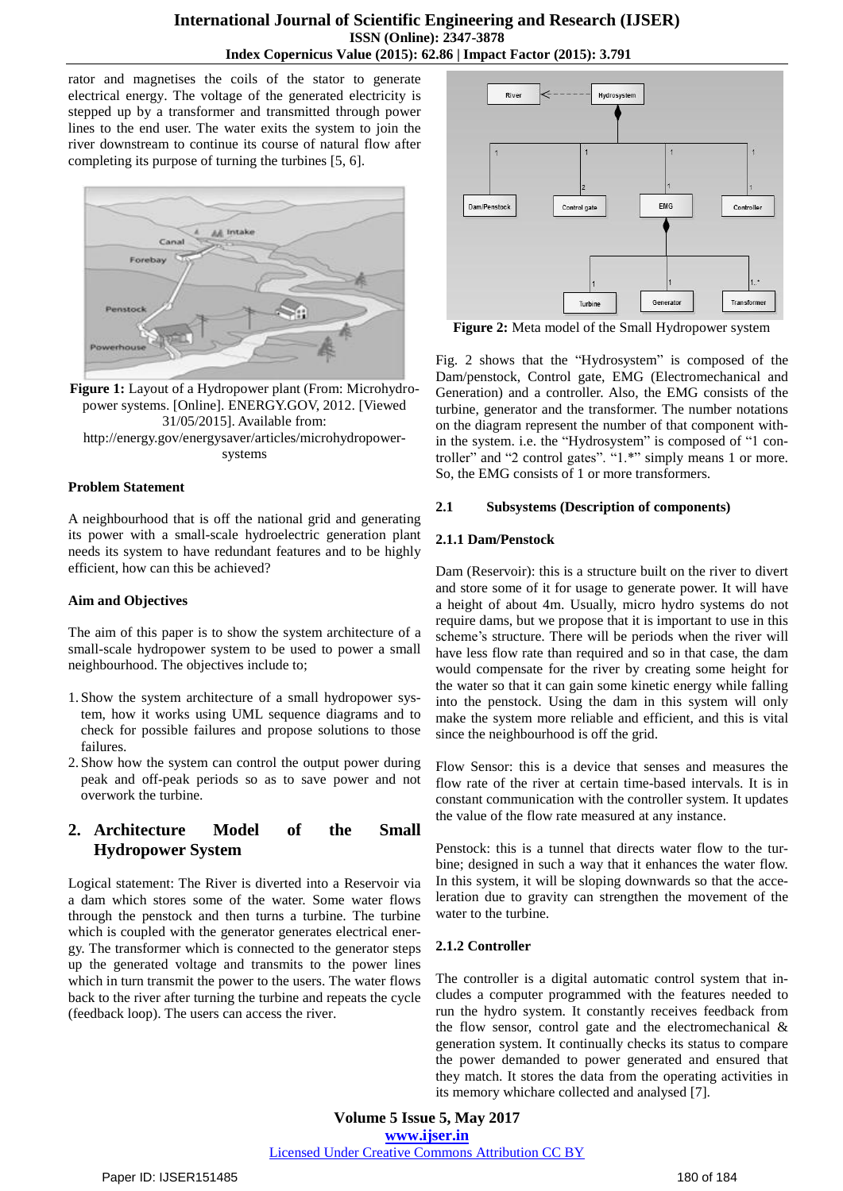rator and magnetises the coils of the stator to generate electrical energy. The voltage of the generated electricity is stepped up by a transformer and transmitted through power lines to the end user. The water exits the system to join the river downstream to continue its course of natural flow after completing its purpose of turning the turbines [5, 6].

**Figure 1:** Layout of a Hydropower plant (From: Microhydropower systems. [Online]. ENERGY.GOV, 2012. [Viewed 31/05/2015]. Available from: http://energy.gov/energysaver/articles/microhydropower-systems

**Problem Statement**

A neighbourhood that is off the national grid and generating its power with a small-scale hydroelectric generation plant needs its system to have redundant features and to be highly efficient, how can this be achieved?

**Aim and Objectives**

The aim of this paper is to show the system architecture of a small-scale hydropower system used to power a small neighbourhood. The objectives include to;

1. Show the system architecture of a small hydropower system, how it works using UML sequence diagrams and to check for possible failures and propose solutions to those failures.
2. Show how the system can control the output power during peak and off-peak periods so as to save power and not overwork the turbine.

## 2. Architecture Model of the Small Hydropower System

Logical statement: The River is diverted into a Reservoir via a dam which stores some of the water. Some water flows through the penstock and then turns a turbine. The turbine which is coupled with the generator generates electrical energy. The transformer which is connected to the generator steps up the generated voltage and transmits to the power lines which in turn transmit the power to the users. The water flows back to the river after turning the turbine and repeats the cycle (feedback loop). The users can access the river.

**Figure 2:** Meta model of the Small Hydropower System

Fig. 2 shows that the "Hydrosystem" is composed of the Dam/penstock, Control gate, EMG (Electromechanical and Generation) and a controller. Also, the EMG consists of the turbine, generator and the transformer. The number notations on the diagram represent the number of that component within the system. i.e. the "Hydrosystem" is composed of "1 controller" and "2 control gates". "1.*" simply means 1 or more. So, the EMG consists of 1 or more transformers.

### 2.1 Subsystems (Description of components)

### 2.1.1 Dam/Penstock

Dam (Reservoir): this is a structure built on the river to divert and store some of it for usage to generate power. It will have a height of about 4m. Usually, micro hydro systems do not require dams, but we propose that it is important to use in this scheme's structure. There will be periods when the river will have less flow rate than required and so in that case, the dam would compensate for the river by creating some height for the water so that it can gain some kinetic energy while falling into the penstock. Using the dam in this system will only make the system more reliable and efficient, and this is vital since the neighbourhood is off the grid.

Flow Sensor: this is a device that senses and measures the flow rate of the river at certain time-based intervals. It is in constant communication with the controller system. It updates the value of the flow rate measured at any instance.

Penstock: this is a tunnel that directs water flow to the turbine; designed in such a way that it enhances the water flow. In this system, it will be sloping downwards so that the acceleration due to gravity can strengthen the movement of the water to the turbine.

### 2.1.2 Controller

The controller is a digital automatic control system that includes a computer programmed with the features needed to run the hydro system. It constantly receives feedback from the flow sensor, control gate and the electromechanical & generation system. It continually checks its status to compare the power demanded to power generated and ensured that they match. It stores the data from the operating activities in its memory whichare collected and analysed [7].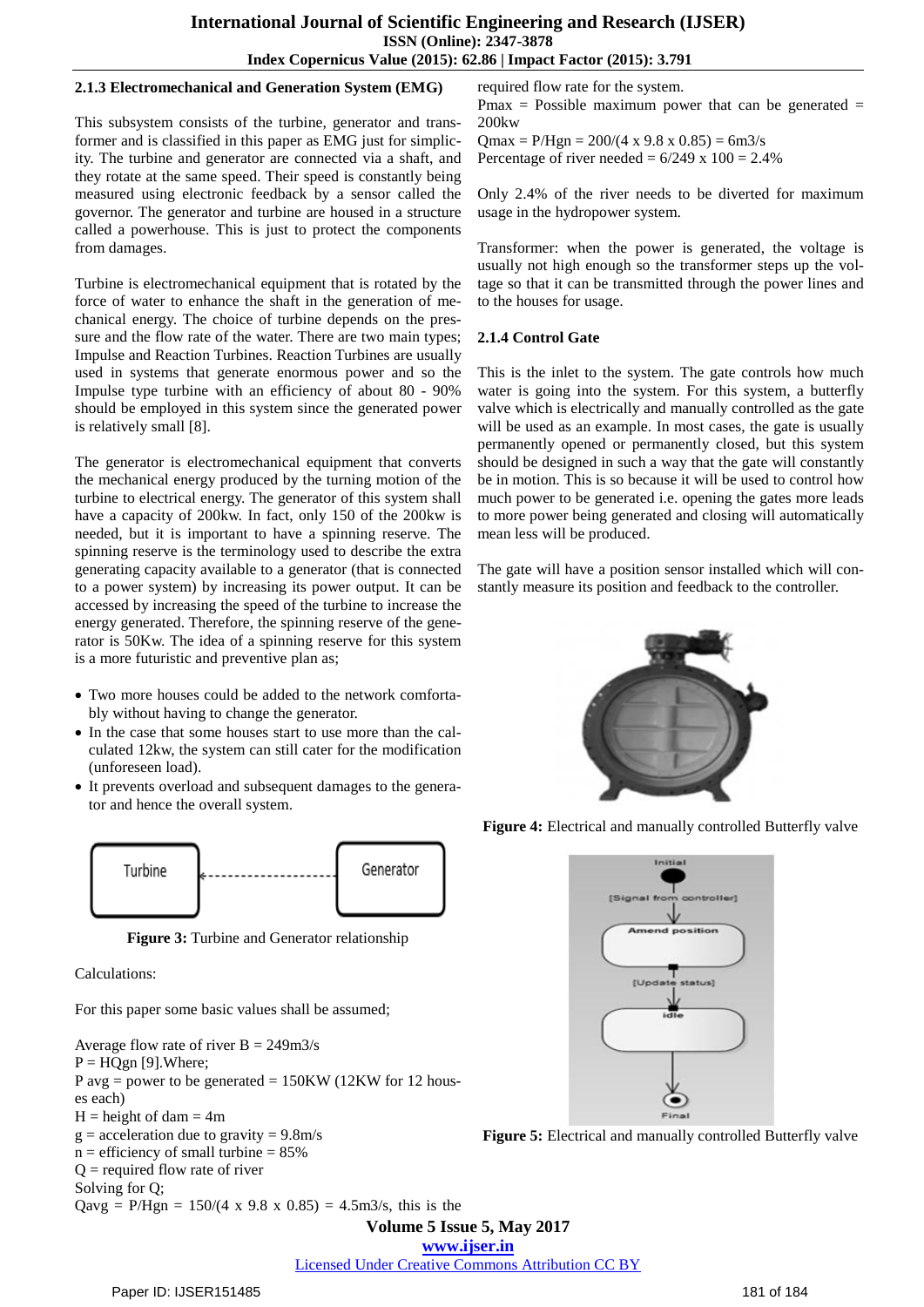### 2.1.3 Electromechanical and Generation System (EMG)

This subsystem consists of the turbine, generator and transformer and is classified in this paper as EMG just for simplicity. The turbine and generator are connected via a shaft, and they rotate at the same speed. Their speed is constantly being measured using electronic feedback by a sensor called the governor. The generator and turbine are housed in a structure called a powerhouse. This is just to protect the components from damages.

Turbine is electromechanical equipment that is rotated by the force of water to enhance the shaft in the generation of mechanical energy. The choice of turbine depends on the pressure and the flow rate of the water. There are two main types; Impulse and Reaction Turbines. Reaction Turbines are usually used in systems that generate enormous power and so the Impulse type turbine with an efficiency of about 80 - 90% should be employed in this system since the generated power is relatively small [8].

The generator is electromechanical equipment that converts the mechanical energy produced by the turning motion of the turbine to electrical energy. The generator of this system shall have a capacity of 200kw. In fact, only 150 of the 200kw is needed, but it is important to have a spinning reserve. The spinning reserve is the terminology used to describe the extra generating capacity available to a generator (that is connected to a power system) by increasing its power output. It can be accessed by increasing the speed of the turbine to increase the energy generated. Therefore, the spinning reserve of the generator is 50Kw. The idea of a spinning reserve for this system is a more futuristic and preventive plan as;

- Two more houses could be added to the network comfortably without having to change the generator.
- In the case that some houses start to use more than the calculated 12kw, the system can still cater for the modification (unforeseen load).
- It prevents overload and subsequent damages to the generator and hence the overall system.

Turbine ◄- - - - - - - - - Generator

**Figure 3:** Turbine and Generator relationship

Calculations:

For this paper some basic values shall be assumed;

Average flow rate of river B = 249m3/s
P = HQgn [9].Where;
P avg = power to be generated = 150KW (12KW for 12 houses each)
H = height of dam = 4m
g = acceleration due to gravity = 9.8m/s
n = efficiency of small turbine = 85%
Q = required flow rate of river
Solving for Q;
Qavg = P/Hgn = 150/(4 x 9.8 x 0.85) = 4.5m3/s, this is the required flow rate for the system.
Pmax = Possible maximum power that can be generated = 200kw
Qmax = P/Hgn = 200/(4 x 9.8 x 0.85) = 6m3/s
Percentage of river needed = 6/249 x 100 = 2.4%

Only 2.4% of the river needs to be diverted for maximum usage in the hydropower system.

Transformer: when the power is generated, the voltage is usually not high enough so the transformer steps up the voltage so that it can be transmitted through the power lines and to the houses for usage.

### 2.1.4 Control Gate

This is the inlet to the system. The gate controls how much water is going into the system. For this system, a butterfly valve which is electrically and manually controlled as the gate will be used as an example. In most cases, the gate is usually permanently opened or permanently closed, but this system should be designed in such a way that the gate will constantly be in motion. This is so because it will be used to control how much power to be generated i.e. opening the gates more leads to more power being generated and closing will automatically mean less will be produced.

The gate will have a position sensor installed which will constantly measure its position and feedback to the controller.

**Figure 4:** Electrical and manually controlled Butterfly valve

Initial → [Signal from controller] → Amend position → [Update status] → idle → Final

**Figure 5:** Electrical and manually controlled Butterfly valve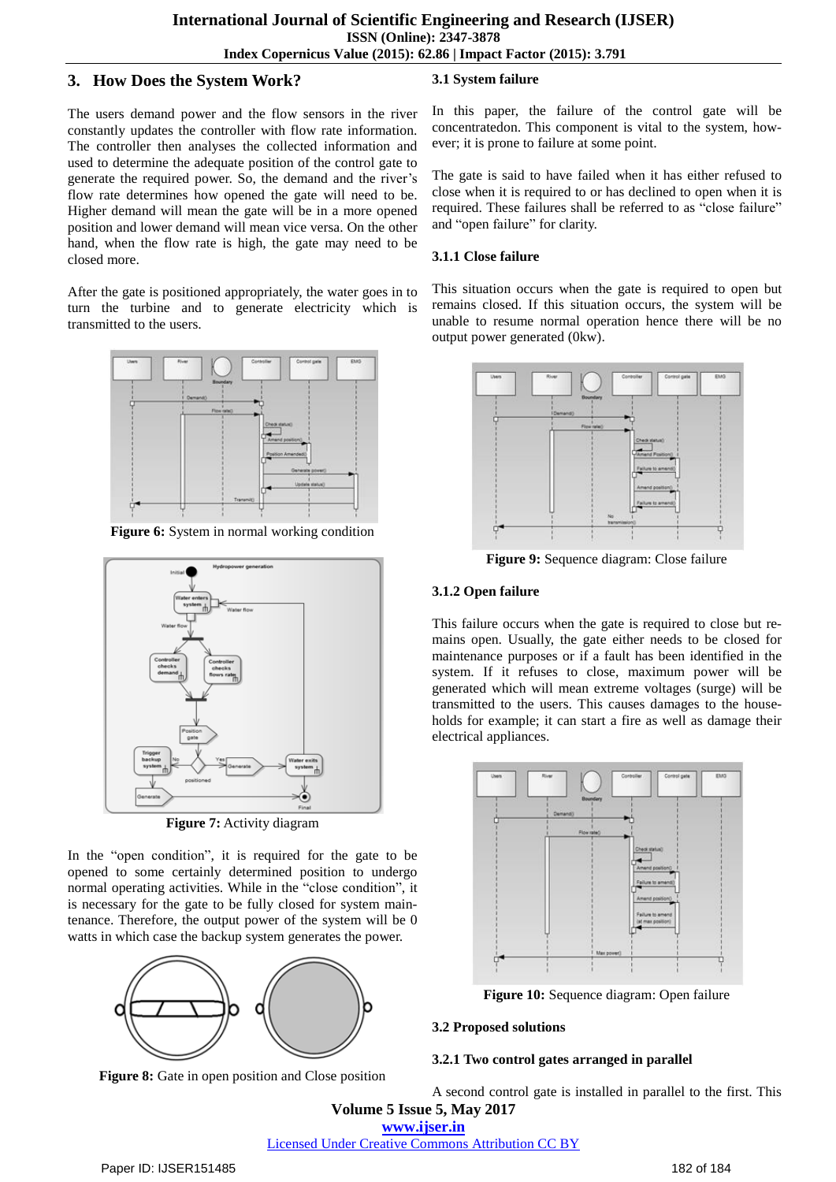## 3. How Does the System Work?

The users demand power and the flow sensors in the river constantly updates the controller with flow rate information. The controller then analyses the collected information and used to determine the adequate position of the control gate to generate the required power. So, the demand and the river's flow rate determines how opened the gate will need to be. Higher demand will mean the gate will be in a more opened position and lower demand will mean vice versa. On the other hand, when the flow rate is high, the gate may need to be closed more.

After the gate is positioned appropriately, the water goes in to turn the turbine and to generate electricity which is transmitted to the users.

**Figure 6:** System in normal working condition

**Figure 7:** Activity diagram

In the "open condition", it is required for the gate to be opened to some certainly determined position to undergo normal operating activities. While in the "close condition", it is necessary for the gate to be fully closed for system maintenance. Therefore, the output power of the system will be 0 watts in which case the backup system generates the power.

**Figure 8:** Gate in open position and Close position

### 3.1 System failure

In this paper, the failure of the control gate will be concentratedon. This component is vital to the system, however; it is prone to failure at some point.

The gate is said to have failed when it has either refused to close when it is required to or has declined to open when it is required. These failures shall be referred to as "close failure" and "open failure" for clarity.

#### 3.1.1 Close failure

This situation occurs when the gate is required to open but remains closed. If this situation occurs, the system will be unable to resume normal operation hence there will be no output power generated (0kw).

**Figure 9:** Sequence diagram: Close failure

#### 3.1.2 Open failure

This failure occurs when the gate is required to close but remains open. Usually, the gate either needs to be closed for maintenance purposes or if a fault has been identified in the system. If it refuses to close, maximum power will be generated which will mean extreme voltages (surge) will be transmitted to the users. This causes damages to the households for example; it can start a fire as well as damage their electrical appliances.

**Figure 10:** Sequence diagram: Open failure

### 3.2 Proposed solutions

#### 3.2.1 Two control gates arranged in parallel

A second control gate is installed in parallel to the first. This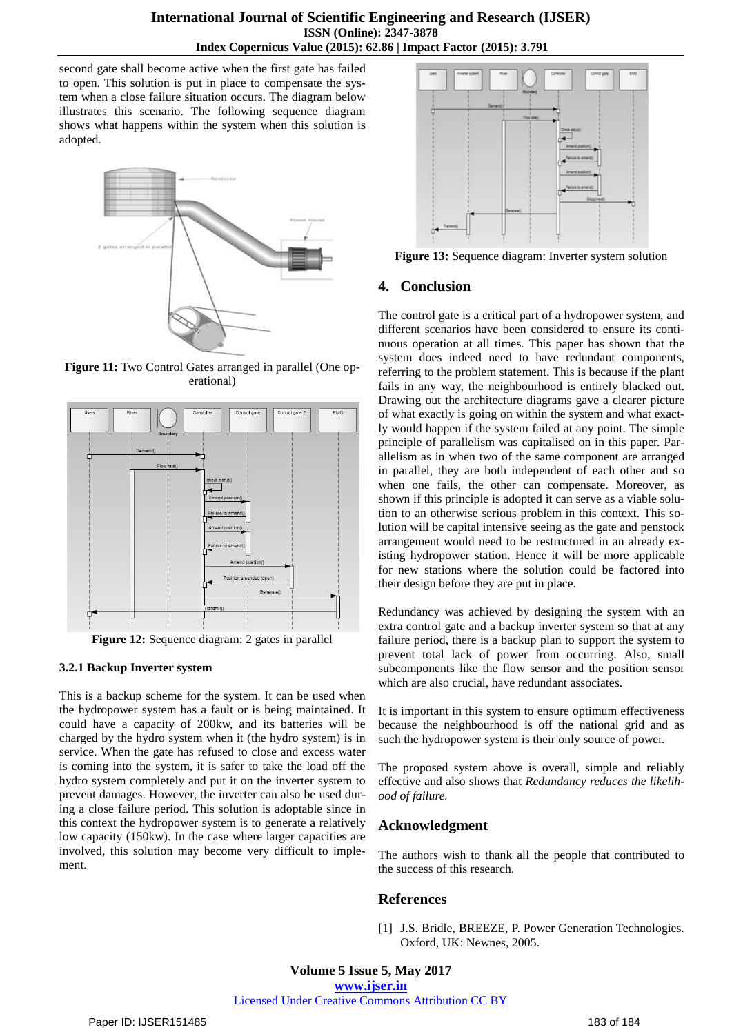second gate shall become active when the first gate has failed to open. This solution is put in place to compensate the system when a close failure situation occurs. The diagram below illustrates this scenario. The following sequence diagram shows what happens within the system when this solution is adopted.

**Figure 11:** Two Control Gates arranged in parallel (One operational)

**Figure 12:** Sequence diagram: 2 gates in parallel

### 3.2.1 Backup Inverter system

This is a backup scheme for the system. It can be used when the hydropower system has a fault or is being maintained. It could have a capacity of 200kw, and its batteries will be charged by the hydro system when it (the hydro system) is in service. When the gate has refused to close and excess water is coming into the system, it is safer to take the load off the hydro system completely and put it on the inverter system to prevent damages. However, the inverter can also be used during a close failure period. This solution is adoptable since in this context the hydropower system is to generate a relatively low capacity (150kw). In the case where larger capacities are involved, this solution may become very difficult to implement.

**Figure 13:** Sequence diagram: Inverter system solution

## 4. Conclusion

The control gate is a critical part of a hydropower system, and different scenarios have been considered to ensure its continuous operation at all times. This paper has shown that the system does indeed need to have redundant components, referring to the problem statement. This is because if the plant fails in any way, the neighbourhood is entirely blacked out. Drawing out the architecture diagrams gave a clearer picture of what exactly is going on within the system and what exactly would happen if the system failed at any point. The simple principle of parallelism was capitalised on in this paper. Parallelism as in when two of the same component are arranged in parallel, they are both independent of each other and so when one fails, the other can compensate. Moreover, as shown if this principle is adopted it can serve as a viable solution to an otherwise serious problem in this context. This solution will be capital intensive seeing as the gate and penstock arrangement would need to be restructured in an already existing hydropower station. Hence it will be more applicable for new stations where the solution could be factored into their design before they are put in place.

Redundancy was achieved by designing the system with an extra control gate and a backup inverter system so that at any failure period, there is a backup plan to support the system to prevent total lack of power from occurring. Also, small subcomponents like the flow sensor and the position sensor which are also crucial, have redundant associates.

It is important in this system to ensure optimum effectiveness because the neighbourhood is off the national grid and as such the hydropower system is their only source of power.

The proposed system above is overall, simple and reliably effective and also shows that *Redundancy reduces the likelihood of failure.*

## Acknowledgment

The authors wish to thank all the people that contributed to the success of this research.

## References

[1] J.S. Bridle, BREEZE, P. Power Generation Technologies. Oxford, UK: Newnes, 2005.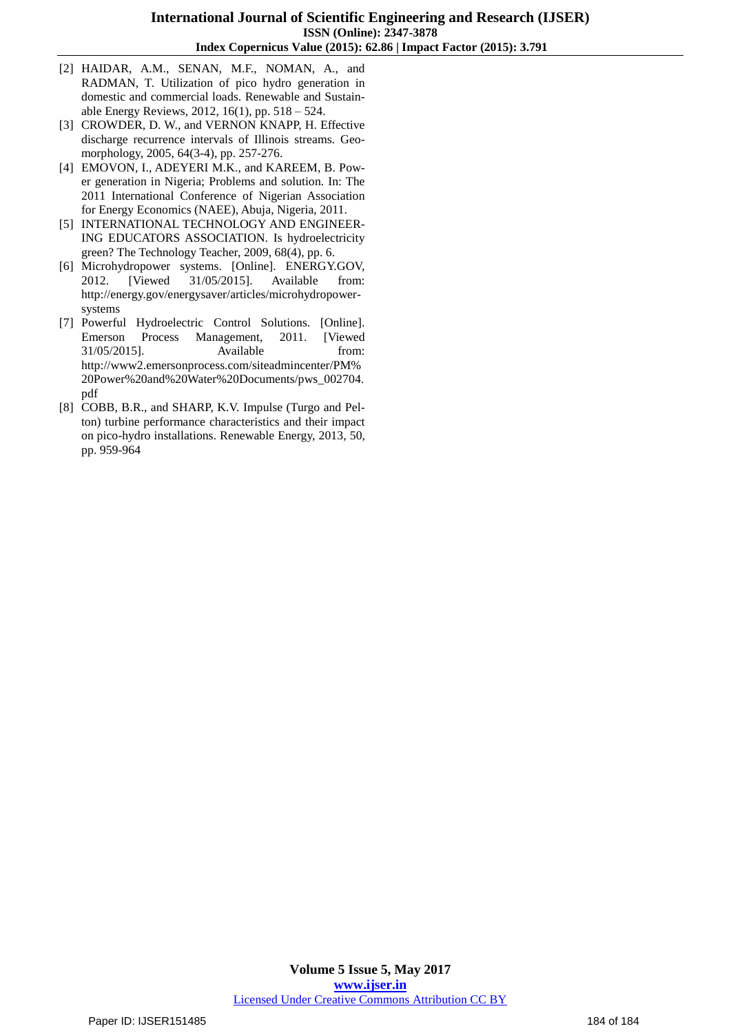[2] HAIDAR, A.M., SENAN, M.F., NOMAN, A., and RADMAN, T. Utilization of pico hydro generation in domestic and commercial loads. Renewable and Sustainable Energy Reviews, 2012, 16(1), pp. 518 – 524.

[3] CROWDER, D. W., and VERNON KNAPP, H. Effective discharge recurrence intervals of Illinois streams. Geomorphology, 2005, 64(3-4), pp. 257-276.

[4] EMOVON, I., ADEYERI M.K., and KAREEM, B. Power generation in Nigeria; Problems and solution. In: The 2011 International Conference of Nigerian Association for Energy Economics (NAEE), Abuja, Nigeria, 2011.

[5] INTERNATIONAL TECHNOLOGY AND ENGINEERING EDUCATORS ASSOCIATION. Is hydroelectricity green? The Technology Teacher, 2009, 68(4), pp. 6.

[6] Microhydropower systems. [Online]. ENERGY.GOV, 2012. [Viewed 31/05/2015]. Available from: http://energy.gov/energysaver/articles/microhydropower-systems

[7] Powerful Hydroelectric Control Solutions. [Online]. Emerson Process Management, 2011. [Viewed 31/05/2015]. Available from: http://www2.emersonprocess.com/siteadmincenter/PM%20Power%20and%20Water%20Documents/pws_002704.pdf

[8] COBB, B.R., and SHARP, K.V. Impulse (Turgo and Pelton) turbine performance characteristics and their impact on pico-hydro installations. Renewable Energy, 2013, 50, pp. 959-964